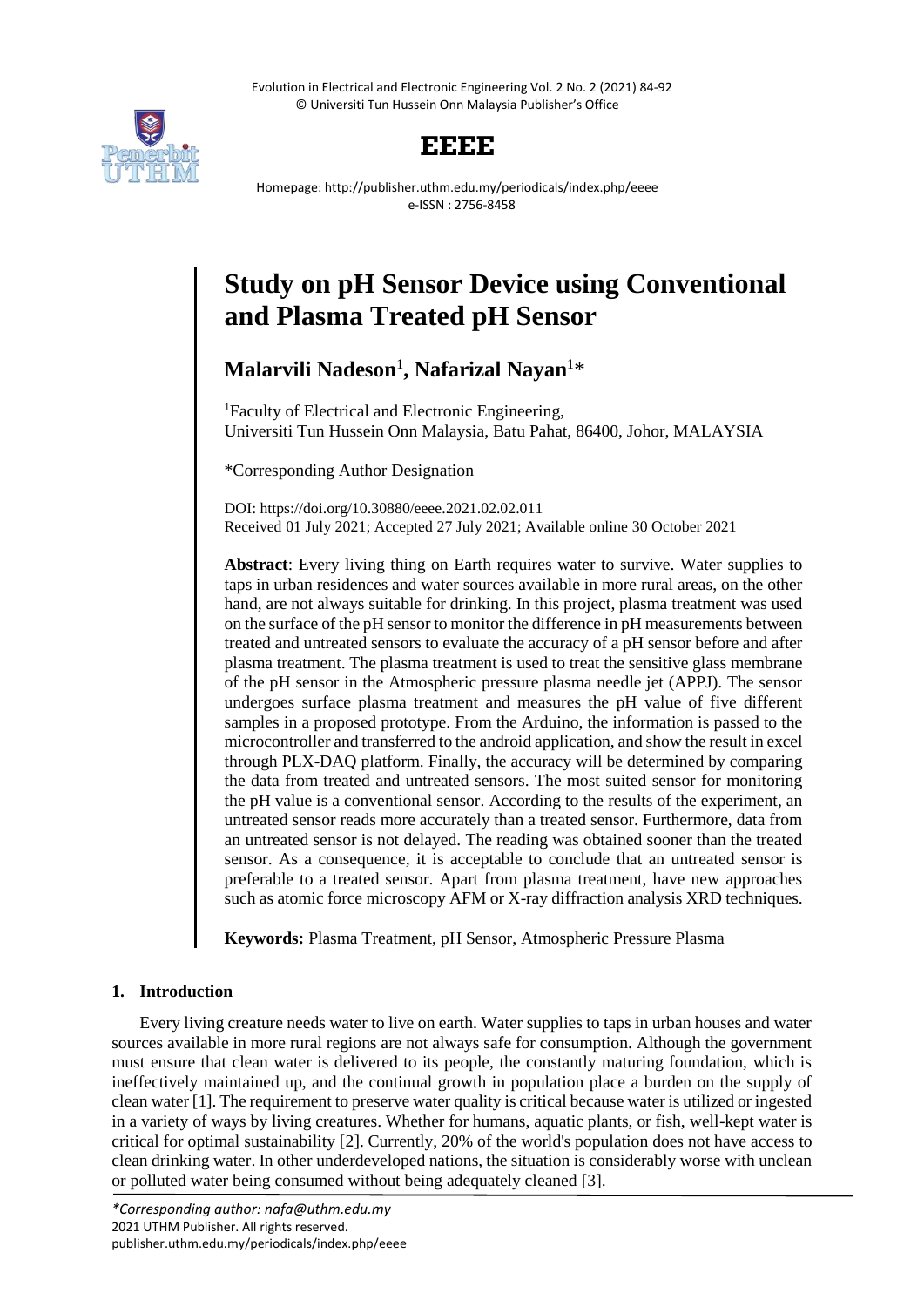# Study on pH Sensor Device using Conventional and Plasma Treated pH Sensor

**Malarvili Nadeson**[1], **Nafarizal Nayan**[1]*

[1]Faculty of Electrical and Electronic Engineering,
Universiti Tun Hussein Onn Malaysia, Batu Pahat, 86400, Johor, MALAYSIA

*Corresponding Author Designation

DOI: https://doi.org/10.30880/eeee.2021.02.02.011
Received 01 July 2021; Accepted 27 July 2021; Available online 30 October 2021

**Abstract**: Every living thing on Earth requires water to survive. Water supplies to taps in urban residences and water sources available in more rural areas, on the other hand, are not always suitable for drinking. In this project, plasma treatment was used on the surface of the pH sensor to monitor the difference in pH measurements between treated and untreated sensors to evaluate the accuracy of a pH sensor before and after plasma treatment. The plasma treatment is used to treat the sensitive glass membrane of the pH sensor in the Atmospheric pressure plasma needle jet (APPJ). The sensor undergoes surface plasma treatment and measures the pH value of five different samples in a proposed prototype. From the Arduino, the information is passed to the microcontroller and transferred to the android application, and show the result in excel through PLX-DAQ platform. Finally, the accuracy will be determined by comparing the data from treated and untreated sensors. The most suited sensor for monitoring the pH value is a conventional sensor. According to the results of the experiment, an untreated sensor reads more accurately than a treated sensor. Furthermore, data from an untreated sensor is not delayed. The reading was obtained sooner than the treated sensor. As a consequence, it is acceptable to conclude that an untreated sensor is preferable to a treated sensor. Apart from plasma treatment, have new approaches such as atomic force microscopy AFM or X-ray diffraction analysis XRD techniques.

**Keywords:** Plasma Treatment, pH Sensor, Atmospheric Pressure Plasma

## 1. Introduction

Every living creature needs water to live on earth. Water supplies to taps in urban houses and water sources available in more rural regions are not always safe for consumption. Although the government must ensure that clean water is delivered to its people, the constantly maturing foundation, which is ineffectively maintained up, and the continual growth in population place a burden on the supply of clean water [1]. The requirement to preserve water quality is critical because water is utilized or ingested in a variety of ways by living creatures. Whether for humans, aquatic plants, or fish, well-kept water is critical for optimal sustainability [2]. Currently, 20% of the world's population does not have access to clean drinking water. In other underdeveloped nations, the situation is considerably worse with unclean or polluted water being consumed without being adequately cleaned [3].

*\*Corresponding author: nafa@uthm.edu.my*
2021 UTHM Publisher. All rights reserved.
publisher.uthm.edu.my/periodicals/index.php/eeee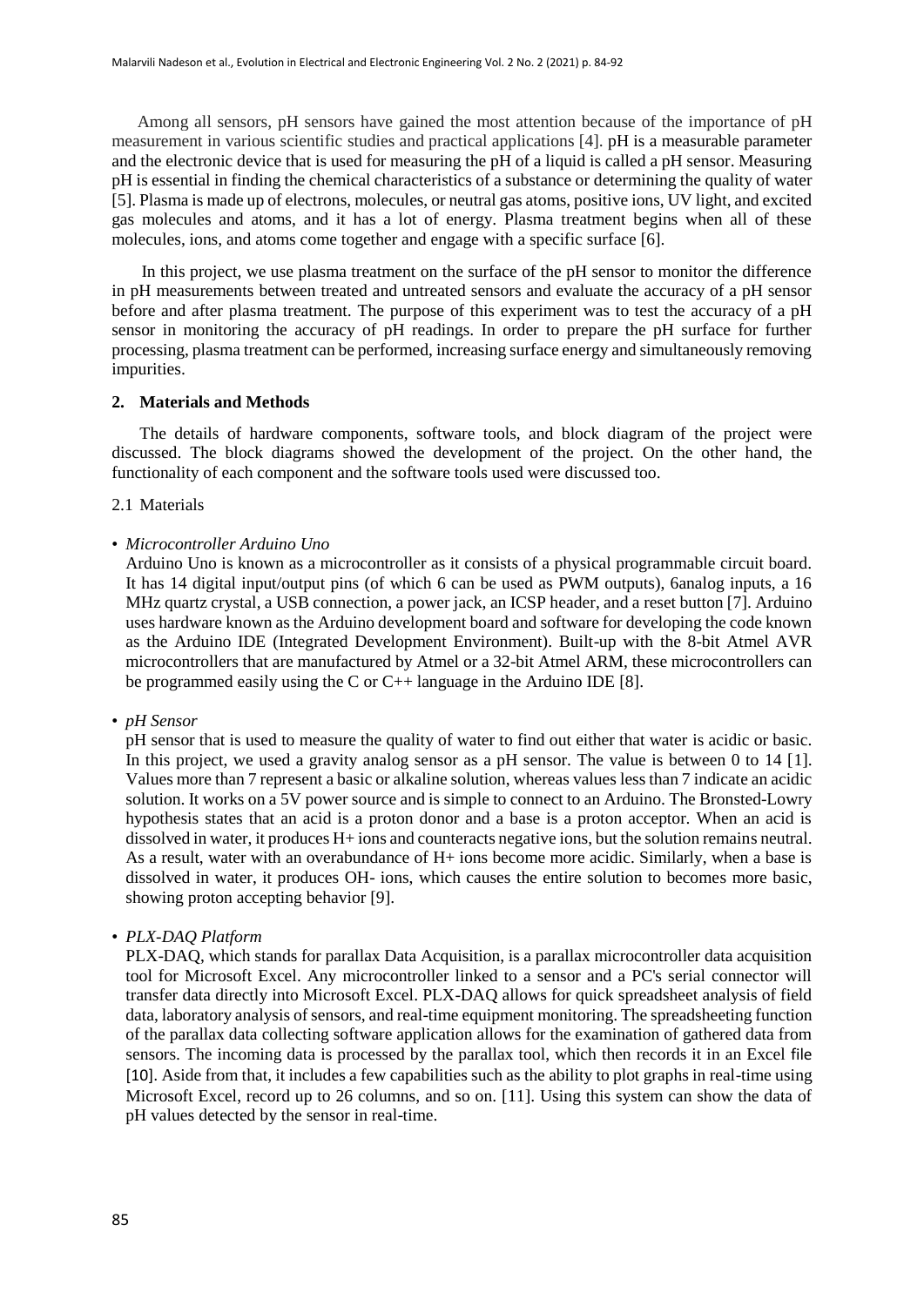Among all sensors, pH sensors have gained the most attention because of the importance of pH measurement in various scientific studies and practical applications [4]. pH is a measurable parameter and the electronic device that is used for measuring the pH of a liquid is called a pH sensor. Measuring pH is essential in finding the chemical characteristics of a substance or determining the quality of water [5]. Plasma is made up of electrons, molecules, or neutral gas atoms, positive ions, UV light, and excited gas molecules and atoms, and it has a lot of energy. Plasma treatment begins when all of these molecules, ions, and atoms come together and engage with a specific surface [6].

In this project, we use plasma treatment on the surface of the pH sensor to monitor the difference in pH measurements between treated and untreated sensors and evaluate the accuracy of a pH sensor before and after plasma treatment. The purpose of this experiment was to test the accuracy of a pH sensor in monitoring the accuracy of pH readings. In order to prepare the pH surface for further processing, plasma treatment can be performed, increasing surface energy and simultaneously removing impurities.

## 2. Materials and Methods

The details of hardware components, software tools, and block diagram of the project were discussed. The block diagrams showed the development of the project. On the other hand, the functionality of each component and the software tools used were discussed too.

### 2.1 Materials

- *Microcontroller Arduino Uno*

  Arduino Uno is known as a microcontroller as it consists of a physical programmable circuit board. It has 14 digital input/output pins (of which 6 can be used as PWM outputs), 6analog inputs, a 16 MHz quartz crystal, a USB connection, a power jack, an ICSP header, and a reset button [7]. Arduino uses hardware known as the Arduino development board and software for developing the code known as the Arduino IDE (Integrated Development Environment). Built-up with the 8-bit Atmel AVR microcontrollers that are manufactured by Atmel or a 32-bit Atmel ARM, these microcontrollers can be programmed easily using the C or C++ language in the Arduino IDE [8].

- *pH Sensor*

  pH sensor that is used to measure the quality of water to find out either that water is acidic or basic. In this project, we used a gravity analog sensor as a pH sensor. The value is between 0 to 14 [1]. Values more than 7 represent a basic or alkaline solution, whereas values less than 7 indicate an acidic solution. It works on a 5V power source and is simple to connect to an Arduino. The Bronsted-Lowry hypothesis states that an acid is a proton donor and a base is a proton acceptor. When an acid is dissolved in water, it produces $H^+$ ions and counteracts negative ions, but the solution remains neutral. As a result, water with an overabundance of $H^+$ ions become more acidic. Similarly, when a base is dissolved in water, it produces $OH^-$ ions, which causes the entire solution to becomes more basic, showing proton accepting behavior [9].

- *PLX-DAQ Platform*

  PLX-DAQ, which stands for parallax Data Acquisition, is a parallax microcontroller data acquisition tool for Microsoft Excel. Any microcontroller linked to a sensor and a PC's serial connector will transfer data directly into Microsoft Excel. PLX-DAQ allows for quick spreadsheet analysis of field data, laboratory analysis of sensors, and real-time equipment monitoring. The spreadsheeting function of the parallax data collecting software application allows for the examination of gathered data from sensors. The incoming data is processed by the parallax tool, which then records it in an Excel file [10]. Aside from that, it includes a few capabilities such as the ability to plot graphs in real-time using Microsoft Excel, record up to 26 columns, and so on. [11]. Using this system can show the data of pH values detected by the sensor in real-time.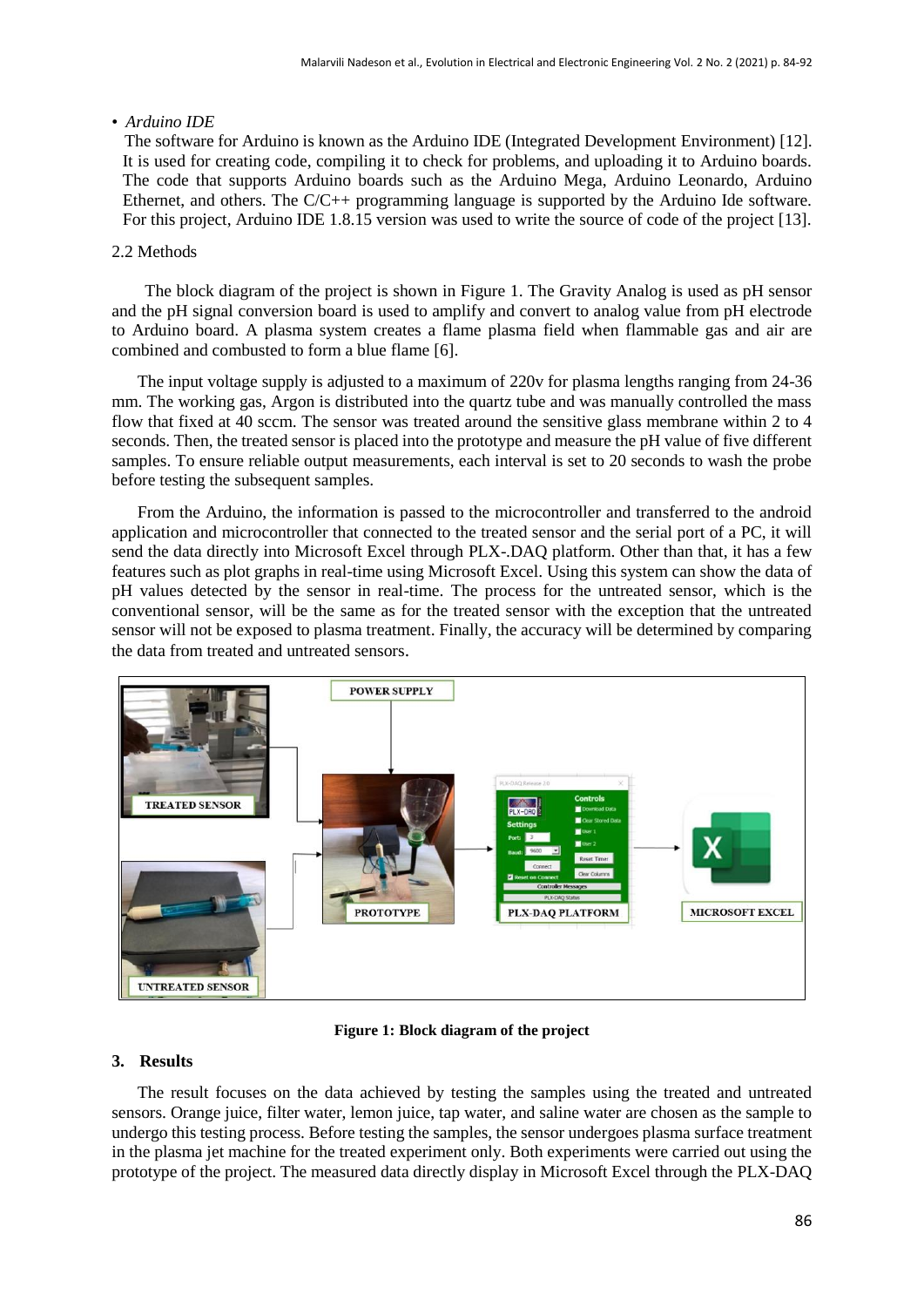- *Arduino IDE*

  The software for Arduino is known as the Arduino IDE (Integrated Development Environment) [12]. It is used for creating code, compiling it to check for problems, and uploading it to Arduino boards. The code that supports Arduino boards such as the Arduino Mega, Arduino Leonardo, Arduino Ethernet, and others. The C/C++ programming language is supported by the Arduino Ide software. For this project, Arduino IDE 1.8.15 version was used to write the source of code of the project [13].

2.2 Methods

The block diagram of the project is shown in Figure 1. The Gravity Analog is used as pH sensor and the pH signal conversion board is used to amplify and convert to analog value from pH electrode to Arduino board. A plasma system creates a flame plasma field when flammable gas and air are combined and combusted to form a blue flame [6].

The input voltage supply is adjusted to a maximum of 220v for plasma lengths ranging from 24-36 mm. The working gas, Argon is distributed into the quartz tube and was manually controlled the mass flow that fixed at 40 sccm. The sensor was treated around the sensitive glass membrane within 2 to 4 seconds. Then, the treated sensor is placed into the prototype and measure the pH value of five different samples. To ensure reliable output measurements, each interval is set to 20 seconds to wash the probe before testing the subsequent samples.

From the Arduino, the information is passed to the microcontroller and transferred to the android application and microcontroller that connected to the treated sensor and the serial port of a PC, it will send the data directly into Microsoft Excel through PLX-.DAQ platform. Other than that, it has a few features such as plot graphs in real-time using Microsoft Excel. Using this system can show the data of pH values detected by the sensor in real-time. The process for the untreated sensor, which is the conventional sensor, will be the same as for the treated sensor with the exception that the untreated sensor will not be exposed to plasma treatment. Finally, the accuracy will be determined by comparing the data from treated and untreated sensors.

**Figure 1: Block diagram of the project**

## 3. Results

The result focuses on the data achieved by testing the samples using the treated and untreated sensors. Orange juice, filter water, lemon juice, tap water, and saline water are chosen as the sample to undergo this testing process. Before testing the samples, the sensor undergoes plasma surface treatment in the plasma jet machine for the treated experiment only. Both experiments were carried out using the prototype of the project. The measured data directly display in Microsoft Excel through the PLX-DAQ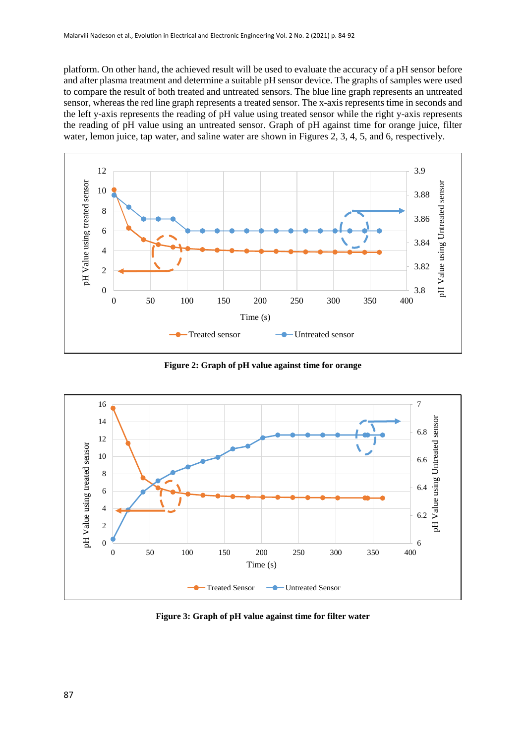platform. On other hand, the achieved result will be used to evaluate the accuracy of a pH sensor before and after plasma treatment and determine a suitable pH sensor device. The graphs of samples were used to compare the result of both treated and untreated sensors. The blue line graph represents an untreated sensor, whereas the red line graph represents a treated sensor. The x-axis represents time in seconds and the left y-axis represents the reading of pH value using treated sensor while the right y-axis represents the reading of pH value using an untreated sensor. Graph of pH against time for orange juice, filter water, lemon juice, tap water, and saline water are shown in Figures 2, 3, 4, 5, and 6, respectively.

**Figure 2: Graph of pH value against time for orange**

**Figure 3: Graph of pH value against time for filter water**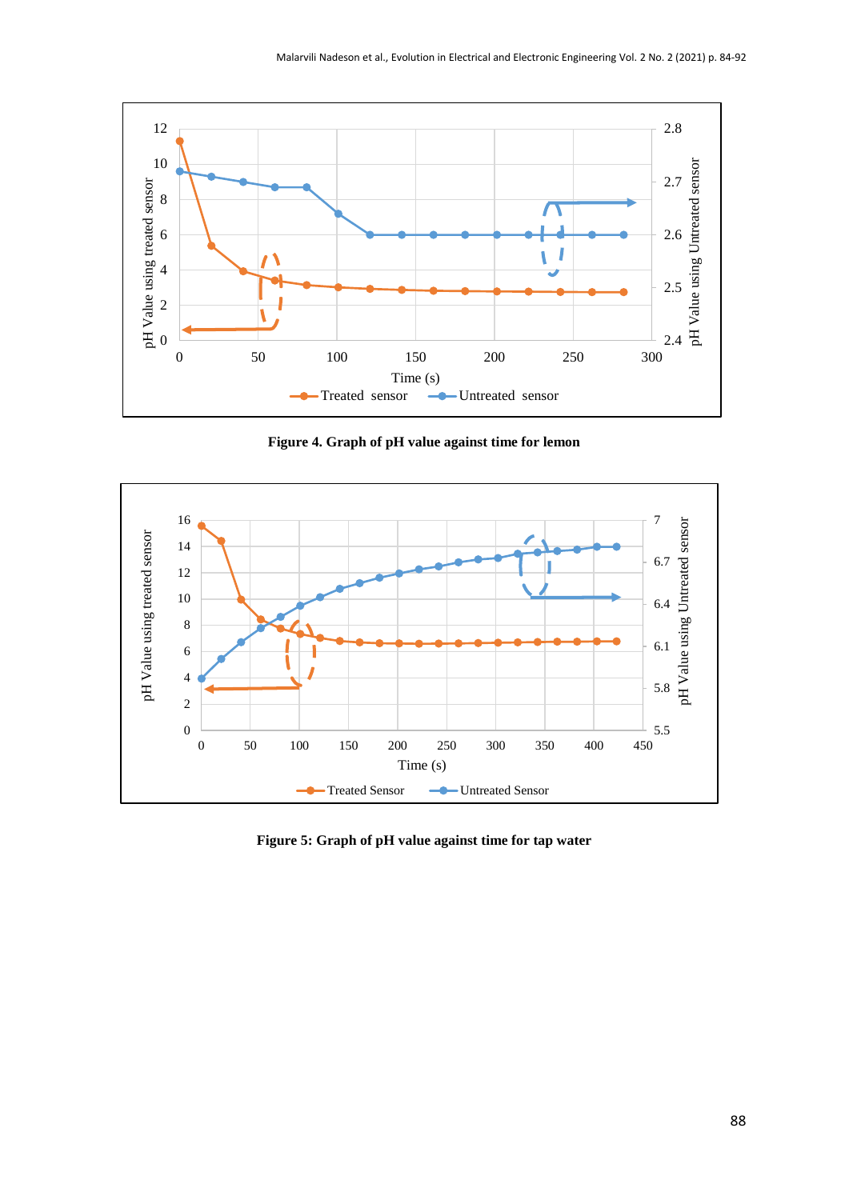Figure 4. Graph of pH value against time for lemon

Figure 5: Graph of pH value against time for tap water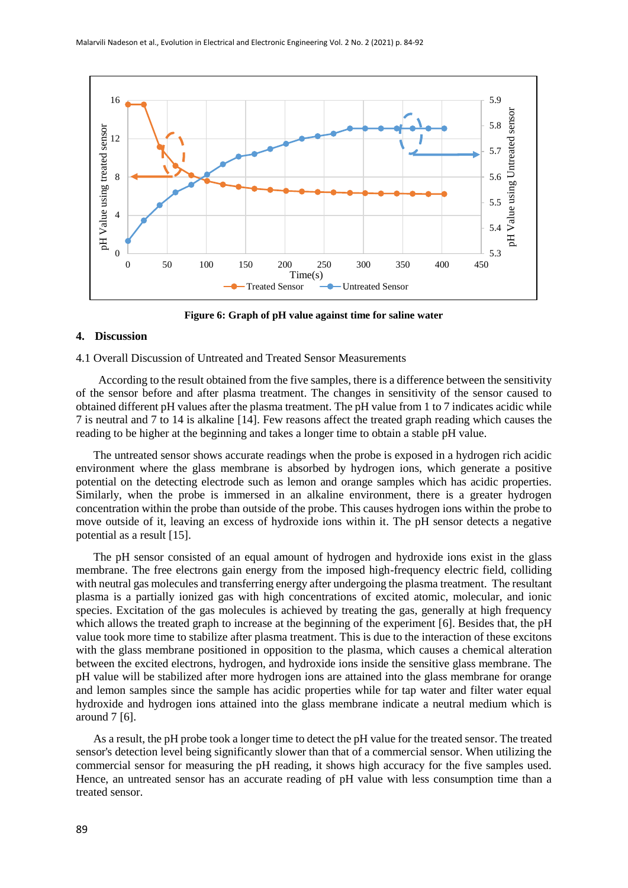**Figure 6: Graph of pH value against time for saline water**

## 4. Discussion

4.1 Overall Discussion of Untreated and Treated Sensor Measurements

According to the result obtained from the five samples, there is a difference between the sensitivity of the sensor before and after plasma treatment. The changes in sensitivity of the sensor caused to obtained different pH values after the plasma treatment. The pH value from 1 to 7 indicates acidic while 7 is neutral and 7 to 14 is alkaline [14]. Few reasons affect the treated graph reading which causes the reading to be higher at the beginning and takes a longer time to obtain a stable pH value.

The untreated sensor shows accurate readings when the probe is exposed in a hydrogen rich acidic environment where the glass membrane is absorbed by hydrogen ions, which generate a positive potential on the detecting electrode such as lemon and orange samples which has acidic properties. Similarly, when the probe is immersed in an alkaline environment, there is a greater hydrogen concentration within the probe than outside of the probe. This causes hydrogen ions within the probe to move outside of it, leaving an excess of hydroxide ions within it. The pH sensor detects a negative potential as a result [15].

The pH sensor consisted of an equal amount of hydrogen and hydroxide ions exist in the glass membrane. The free electrons gain energy from the imposed high-frequency electric field, colliding with neutral gas molecules and transferring energy after undergoing the plasma treatment. The resultant plasma is a partially ionized gas with high concentrations of excited atomic, molecular, and ionic species. Excitation of the gas molecules is achieved by treating the gas, generally at high frequency which allows the treated graph to increase at the beginning of the experiment [6]. Besides that, the pH value took more time to stabilize after plasma treatment. This is due to the interaction of these excitons with the glass membrane positioned in opposition to the plasma, which causes a chemical alteration between the excited electrons, hydrogen, and hydroxide ions inside the sensitive glass membrane. The pH value will be stabilized after more hydrogen ions are attained into the glass membrane for orange and lemon samples since the sample has acidic properties while for tap water and filter water equal hydroxide and hydrogen ions attained into the glass membrane indicate a neutral medium which is around 7 [6].

As a result, the pH probe took a longer time to detect the pH value for the treated sensor. The treated sensor's detection level being significantly slower than that of a commercial sensor. When utilizing the commercial sensor for measuring the pH reading, it shows high accuracy for the five samples used. Hence, an untreated sensor has an accurate reading of pH value with less consumption time than a treated sensor.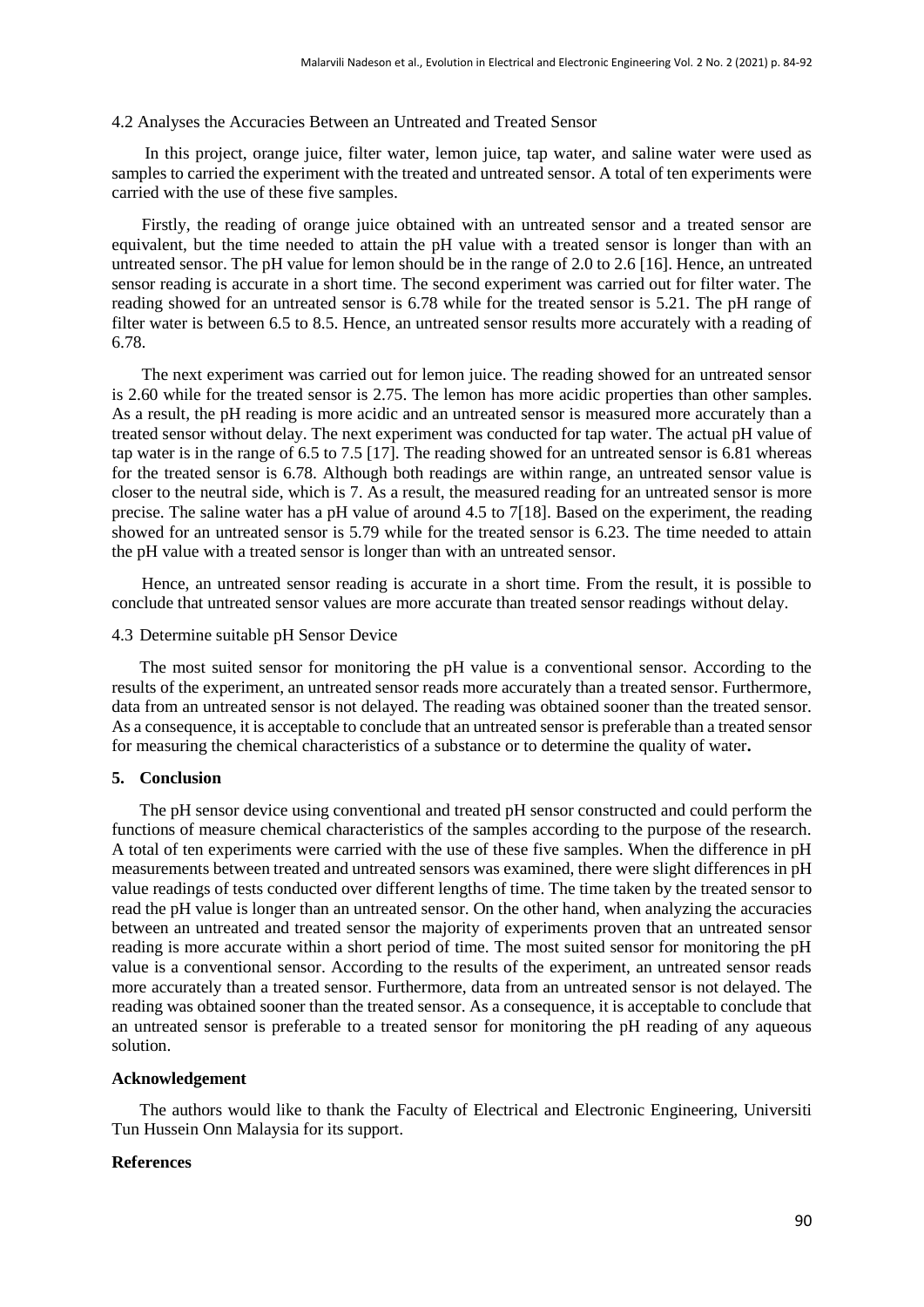### 4.2 Analyses the Accuracies Between an Untreated and Treated Sensor

In this project, orange juice, filter water, lemon juice, tap water, and saline water were used as samples to carried the experiment with the treated and untreated sensor. A total of ten experiments were carried with the use of these five samples.

Firstly, the reading of orange juice obtained with an untreated sensor and a treated sensor are equivalent, but the time needed to attain the pH value with a treated sensor is longer than with an untreated sensor. The pH value for lemon should be in the range of 2.0 to 2.6 [16]. Hence, an untreated sensor reading is accurate in a short time. The second experiment was carried out for filter water. The reading showed for an untreated sensor is 6.78 while for the treated sensor is 5.21. The pH range of filter water is between 6.5 to 8.5. Hence, an untreated sensor results more accurately with a reading of 6.78.

The next experiment was carried out for lemon juice. The reading showed for an untreated sensor is 2.60 while for the treated sensor is 2.75. The lemon has more acidic properties than other samples. As a result, the pH reading is more acidic and an untreated sensor is measured more accurately than a treated sensor without delay. The next experiment was conducted for tap water. The actual pH value of tap water is in the range of 6.5 to 7.5 [17]. The reading showed for an untreated sensor is 6.81 whereas for the treated sensor is 6.78. Although both readings are within range, an untreated sensor value is closer to the neutral side, which is 7. As a result, the measured reading for an untreated sensor is more precise. The saline water has a pH value of around 4.5 to 7[18]. Based on the experiment, the reading showed for an untreated sensor is 5.79 while for the treated sensor is 6.23. The time needed to attain the pH value with a treated sensor is longer than with an untreated sensor.

Hence, an untreated sensor reading is accurate in a short time. From the result, it is possible to conclude that untreated sensor values are more accurate than treated sensor readings without delay.

### 4.3 Determine suitable pH Sensor Device

The most suited sensor for monitoring the pH value is a conventional sensor. According to the results of the experiment, an untreated sensor reads more accurately than a treated sensor. Furthermore, data from an untreated sensor is not delayed. The reading was obtained sooner than the treated sensor. As a consequence, it is acceptable to conclude that an untreated sensor is preferable than a treated sensor for measuring the chemical characteristics of a substance or to determine the quality of water**.**

## 5. Conclusion

The pH sensor device using conventional and treated pH sensor constructed and could perform the functions of measure chemical characteristics of the samples according to the purpose of the research. A total of ten experiments were carried with the use of these five samples. When the difference in pH measurements between treated and untreated sensors was examined, there were slight differences in pH value readings of tests conducted over different lengths of time. The time taken by the treated sensor to read the pH value is longer than an untreated sensor. On the other hand, when analyzing the accuracies between an untreated and treated sensor the majority of experiments proven that an untreated sensor reading is more accurate within a short period of time. The most suited sensor for monitoring the pH value is a conventional sensor. According to the results of the experiment, an untreated sensor reads more accurately than a treated sensor. Furthermore, data from an untreated sensor is not delayed. The reading was obtained sooner than the treated sensor. As a consequence, it is acceptable to conclude that an untreated sensor is preferable to a treated sensor for monitoring the pH reading of any aqueous solution.

## Acknowledgement

The authors would like to thank the Faculty of Electrical and Electronic Engineering, Universiti Tun Hussein Onn Malaysia for its support.

## References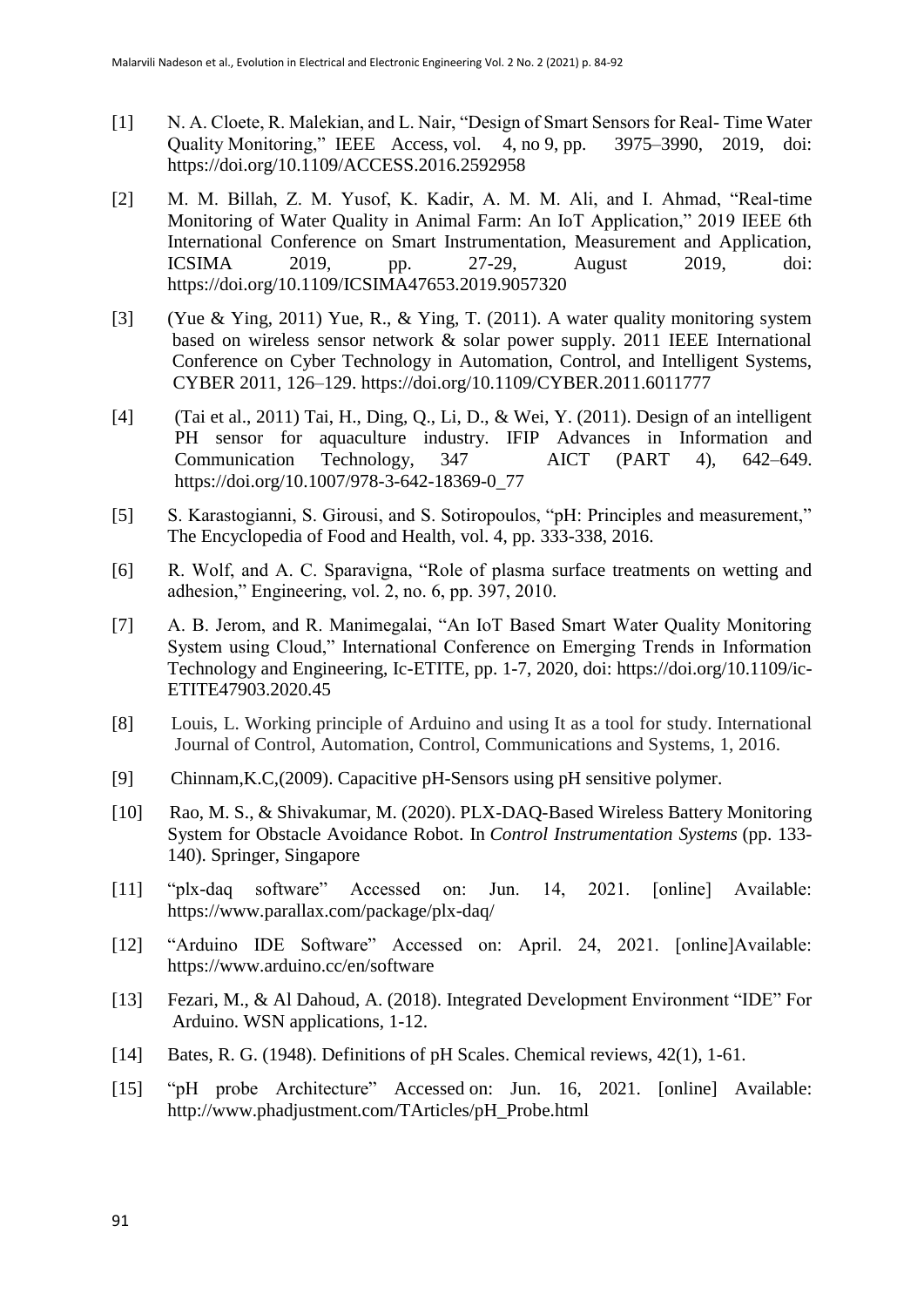[1] N. A. Cloete, R. Malekian, and L. Nair, "Design of Smart Sensors for Real- Time Water Quality Monitoring," IEEE Access, vol. 4, no 9, pp. 3975–3990, 2019, doi: https://doi.org/10.1109/ACCESS.2016.2592958

[2] M. M. Billah, Z. M. Yusof, K. Kadir, A. M. M. Ali, and I. Ahmad, "Real-time Monitoring of Water Quality in Animal Farm: An IoT Application," 2019 IEEE 6th International Conference on Smart Instrumentation, Measurement and Application, ICSIMA 2019, pp. 27-29, August 2019, doi: https://doi.org/10.1109/ICSIMA47653.2019.9057320

[3] (Yue & Ying, 2011) Yue, R., & Ying, T. (2011). A water quality monitoring system based on wireless sensor network & solar power supply. 2011 IEEE International Conference on Cyber Technology in Automation, Control, and Intelligent Systems, CYBER 2011, 126–129. https://doi.org/10.1109/CYBER.2011.6011777

[4] (Tai et al., 2011) Tai, H., Ding, Q., Li, D., & Wei, Y. (2011). Design of an intelligent PH sensor for aquaculture industry. IFIP Advances in Information and Communication Technology, 347 AICT (PART 4), 642–649. https://doi.org/10.1007/978-3-642-18369-0_77

[5] S. Karastogianni, S. Girousi, and S. Sotiropoulos, "pH: Principles and measurement," The Encyclopedia of Food and Health, vol. 4, pp. 333-338, 2016.

[6] R. Wolf, and A. C. Sparavigna, "Role of plasma surface treatments on wetting and adhesion," Engineering, vol. 2, no. 6, pp. 397, 2010.

[7] A. B. Jerom, and R. Manimegalai, "An IoT Based Smart Water Quality Monitoring System using Cloud," International Conference on Emerging Trends in Information Technology and Engineering, Ic-ETITE, pp. 1-7, 2020, doi: https://doi.org/10.1109/ic-ETITE47903.2020.45

[8] Louis, L. Working principle of Arduino and using It as a tool for study. International Journal of Control, Automation, Control, Communications and Systems, 1, 2016.

[9] Chinnam,K.C,(2009). Capacitive pH-Sensors using pH sensitive polymer.

[10] Rao, M. S., & Shivakumar, M. (2020). PLX-DAQ-Based Wireless Battery Monitoring System for Obstacle Avoidance Robot. In *Control Instrumentation Systems* (pp. 133-140). Springer, Singapore

[11] "plx-daq software" Accessed on: Jun. 14, 2021. [online] Available: https://www.parallax.com/package/plx-daq/

[12] "Arduino IDE Software" Accessed on: April. 24, 2021. [online]Available: https://www.arduino.cc/en/software

[13] Fezari, M., & Al Dahoud, A. (2018). Integrated Development Environment "IDE" For Arduino. WSN applications, 1-12.

[14] Bates, R. G. (1948). Definitions of pH Scales. Chemical reviews, 42(1), 1-61.

[15] "pH probe Architecture" Accessed on: Jun. 16, 2021. [online] Available: http://www.phadjustment.com/TArticles/pH_Probe.html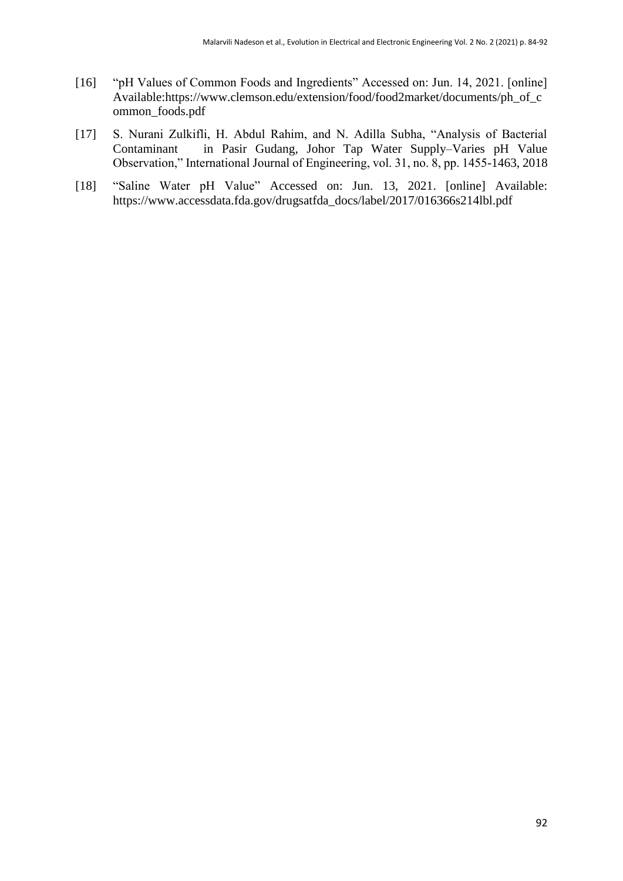[16] "pH Values of Common Foods and Ingredients" Accessed on: Jun. 14, 2021. [online] Available:https://www.clemson.edu/extension/food/food2market/documents/ph_of_common_foods.pdf

[17] S. Nurani Zulkifli, H. Abdul Rahim, and N. Adilla Subha, "Analysis of Bacterial Contaminant in Pasir Gudang, Johor Tap Water Supply–Varies pH Value Observation," International Journal of Engineering, vol. 31, no. 8, pp. 1455-1463, 2018

[18] "Saline Water pH Value" Accessed on: Jun. 13, 2021. [online] Available: https://www.accessdata.fda.gov/drugsatfda_docs/label/2017/016366s214lbl.pdf